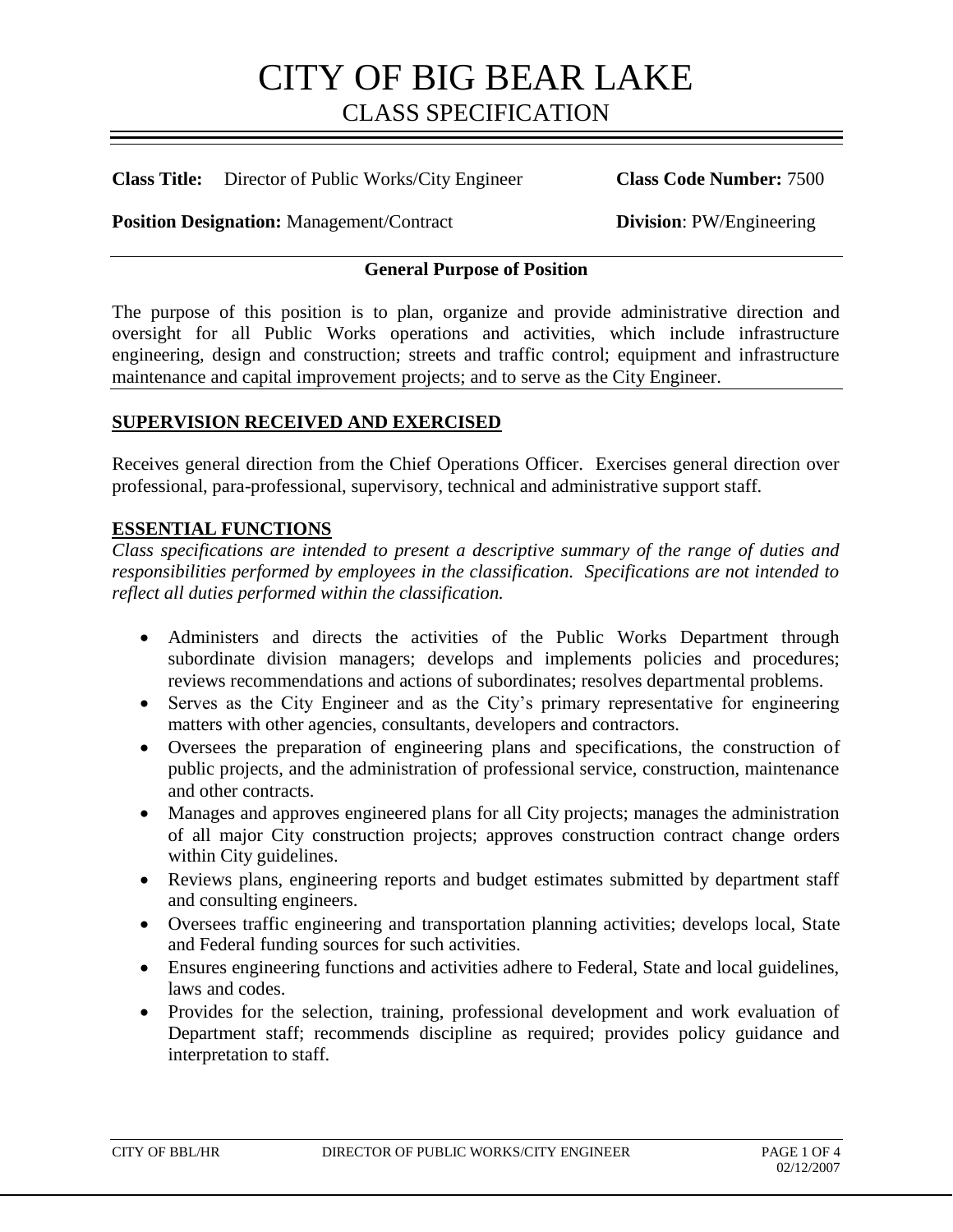# CITY OF BIG BEAR LAKE

## CLASS SPECIFICATION

**Class Title:** Director of Public Works/City Engineer **Class Code Number:** 7500

**Position Designation:** Management/Contract **Division**: PW/Engineering

**General Purpose of Position**

The purpose of this position is to plan, organize and provide administrative direction and oversight for all Public Works operations and activities, which include infrastructure engineering, design and construction; streets and traffic control; equipment and infrastructure maintenance and capital improvement projects; and to serve as the City Engineer.

## SUPERVISION RECEIVED AND EXERCISED

Receives general direction from the Chief Operations Officer. Exercises general direction over professional, para-professional, supervisory, technical and administrative support staff.

## ESSENTIAL FUNCTIONS

*Class specifications are intended to present a descriptive summary of the range of duties and responsibilities performed by employees in the classification. Specifications are not intended to reflect all duties performed within the classification.*

- Administers and directs the activities of the Public Works Department through subordinate division managers; develops and implements policies and procedures; reviews recommendations and actions of subordinates; resolves departmental problems.
- Serves as the City Engineer and as the City's primary representative for engineering matters with other agencies, consultants, developers and contractors.
- Oversees the preparation of engineering plans and specifications, the construction of public projects, and the administration of professional service, construction, maintenance and other contracts.
- Manages and approves engineered plans for all City projects; manages the administration of all major City construction projects; approves construction contract change orders within City guidelines.
- Reviews plans, engineering reports and budget estimates submitted by department staff and consulting engineers.
- Oversees traffic engineering and transportation planning activities; develops local, State and Federal funding sources for such activities.
- Ensures engineering functions and activities adhere to Federal, State and local guidelines, laws and codes.
- Provides for the selection, training, professional development and work evaluation of Department staff; recommends discipline as required; provides policy guidance and interpretation to staff.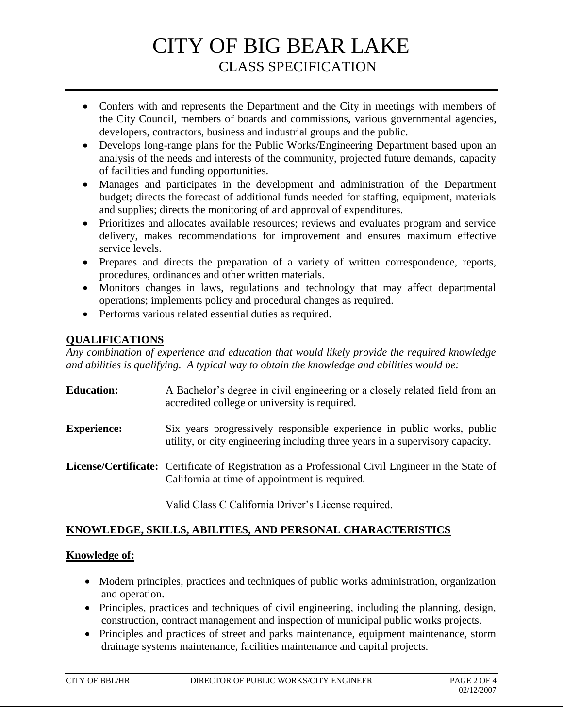- Confers with and represents the Department and the City in meetings with members of the City Council, members of boards and commissions, various governmental agencies, developers, contractors, business and industrial groups and the public.
- Develops long-range plans for the Public Works/Engineering Department based upon an analysis of the needs and interests of the community, projected future demands, capacity of facilities and funding opportunities.
- Manages and participates in the development and administration of the Department budget; directs the forecast of additional funds needed for staffing, equipment, materials and supplies; directs the monitoring of and approval of expenditures.
- Prioritizes and allocates available resources; reviews and evaluates program and service delivery, makes recommendations for improvement and ensures maximum effective service levels.
- Prepares and directs the preparation of a variety of written correspondence, reports, procedures, ordinances and other written materials.
- Monitors changes in laws, regulations and technology that may affect departmental operations; implements policy and procedural changes as required.
- Performs various related essential duties as required.

## QUALIFICATIONS

*Any combination of experience and education that would likely provide the required knowledge and abilities is qualifying. A typical way to obtain the knowledge and abilities would be:*

**Education:** A Bachelor's degree in civil engineering or a closely related field from an accredited college or university is required.

**Experience:** Six years progressively responsible experience in public works, public utility, or city engineering including three years in a supervisory capacity.

**License/Certificate:** Certificate of Registration as a Professional Civil Engineer in the State of California at time of appointment is required.

Valid Class C California Driver's License required.

## KNOWLEDGE, SKILLS, ABILITIES, AND PERSONAL CHARACTERISTICS

### Knowledge of:

- Modern principles, practices and techniques of public works administration, organization and operation.
- Principles, practices and techniques of civil engineering, including the planning, design, construction, contract management and inspection of municipal public works projects.
- Principles and practices of street and parks maintenance, equipment maintenance, storm drainage systems maintenance, facilities maintenance and capital projects.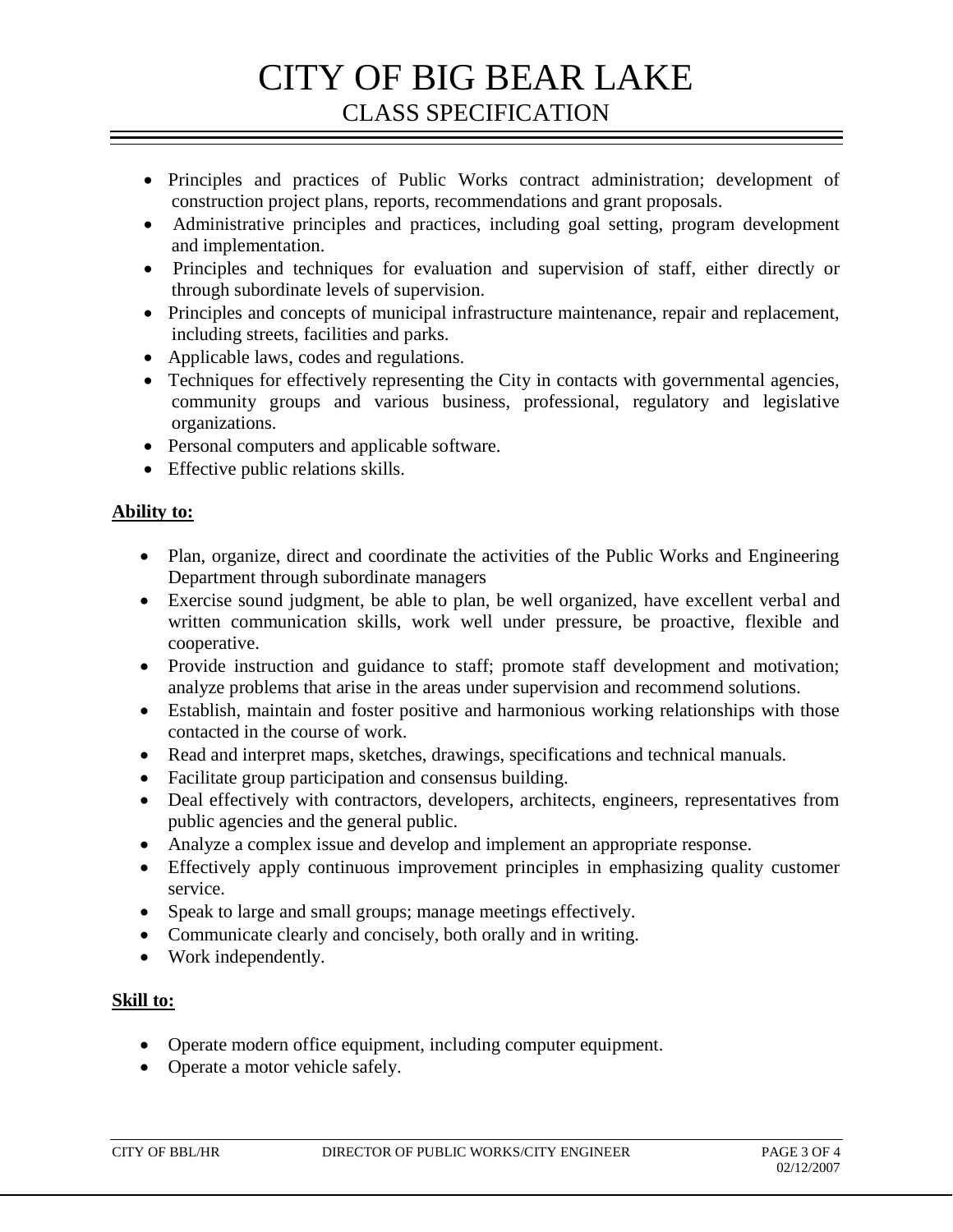- Principles and practices of Public Works contract administration; development of construction project plans, reports, recommendations and grant proposals.
- Administrative principles and practices, including goal setting, program development and implementation.
- Principles and techniques for evaluation and supervision of staff, either directly or through subordinate levels of supervision.
- Principles and concepts of municipal infrastructure maintenance, repair and replacement, including streets, facilities and parks.
- Applicable laws, codes and regulations.
- Techniques for effectively representing the City in contacts with governmental agencies, community groups and various business, professional, regulatory and legislative organizations.
- Personal computers and applicable software.
- Effective public relations skills.

**Ability to:**

- Plan, organize, direct and coordinate the activities of the Public Works and Engineering Department through subordinate managers
- Exercise sound judgment, be able to plan, be well organized, have excellent verbal and written communication skills, work well under pressure, be proactive, flexible and cooperative.
- Provide instruction and guidance to staff; promote staff development and motivation; analyze problems that arise in the areas under supervision and recommend solutions.
- Establish, maintain and foster positive and harmonious working relationships with those contacted in the course of work.
- Read and interpret maps, sketches, drawings, specifications and technical manuals.
- Facilitate group participation and consensus building.
- Deal effectively with contractors, developers, architects, engineers, representatives from public agencies and the general public.
- Analyze a complex issue and develop and implement an appropriate response.
- Effectively apply continuous improvement principles in emphasizing quality customer service.
- Speak to large and small groups; manage meetings effectively.
- Communicate clearly and concisely, both orally and in writing.
- Work independently.

**Skill to:**

- Operate modern office equipment, including computer equipment.
- Operate a motor vehicle safely.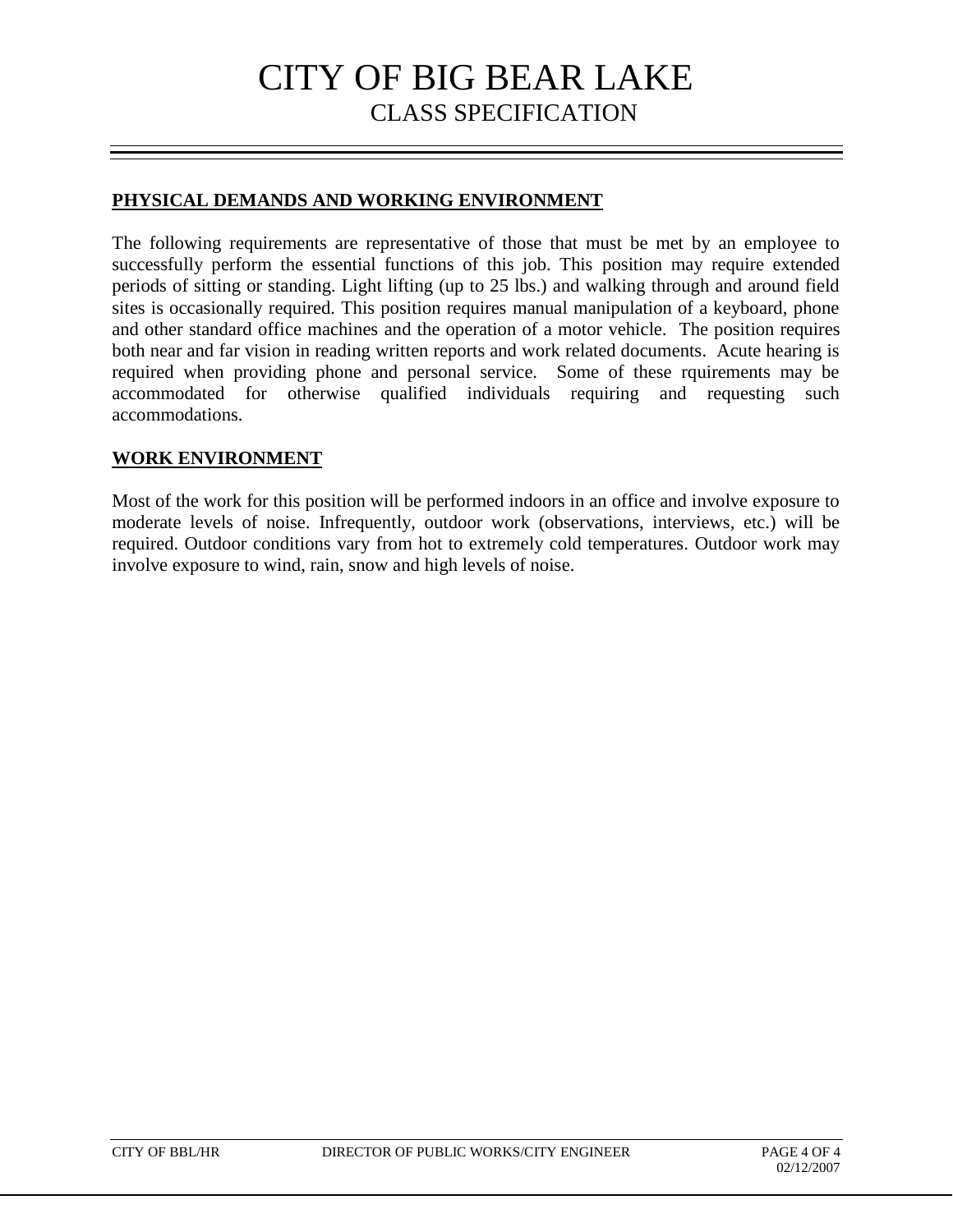## PHYSICAL DEMANDS AND WORKING ENVIRONMENT

The following requirements are representative of those that must be met by an employee to successfully perform the essential functions of this job. This position may require extended periods of sitting or standing. Light lifting (up to 25 lbs.) and walking through and around field sites is occasionally required. This position requires manual manipulation of a keyboard, phone and other standard office machines and the operation of a motor vehicle. The position requires both near and far vision in reading written reports and work related documents. Acute hearing is required when providing phone and personal service. Some of these rquirements may be accommodated for otherwise qualified individuals requiring and requesting such accommodations.

## WORK ENVIRONMENT

Most of the work for this position will be performed indoors in an office and involve exposure to moderate levels of noise. Infrequently, outdoor work (observations, interviews, etc.) will be required. Outdoor conditions vary from hot to extremely cold temperatures. Outdoor work may involve exposure to wind, rain, snow and high levels of noise.